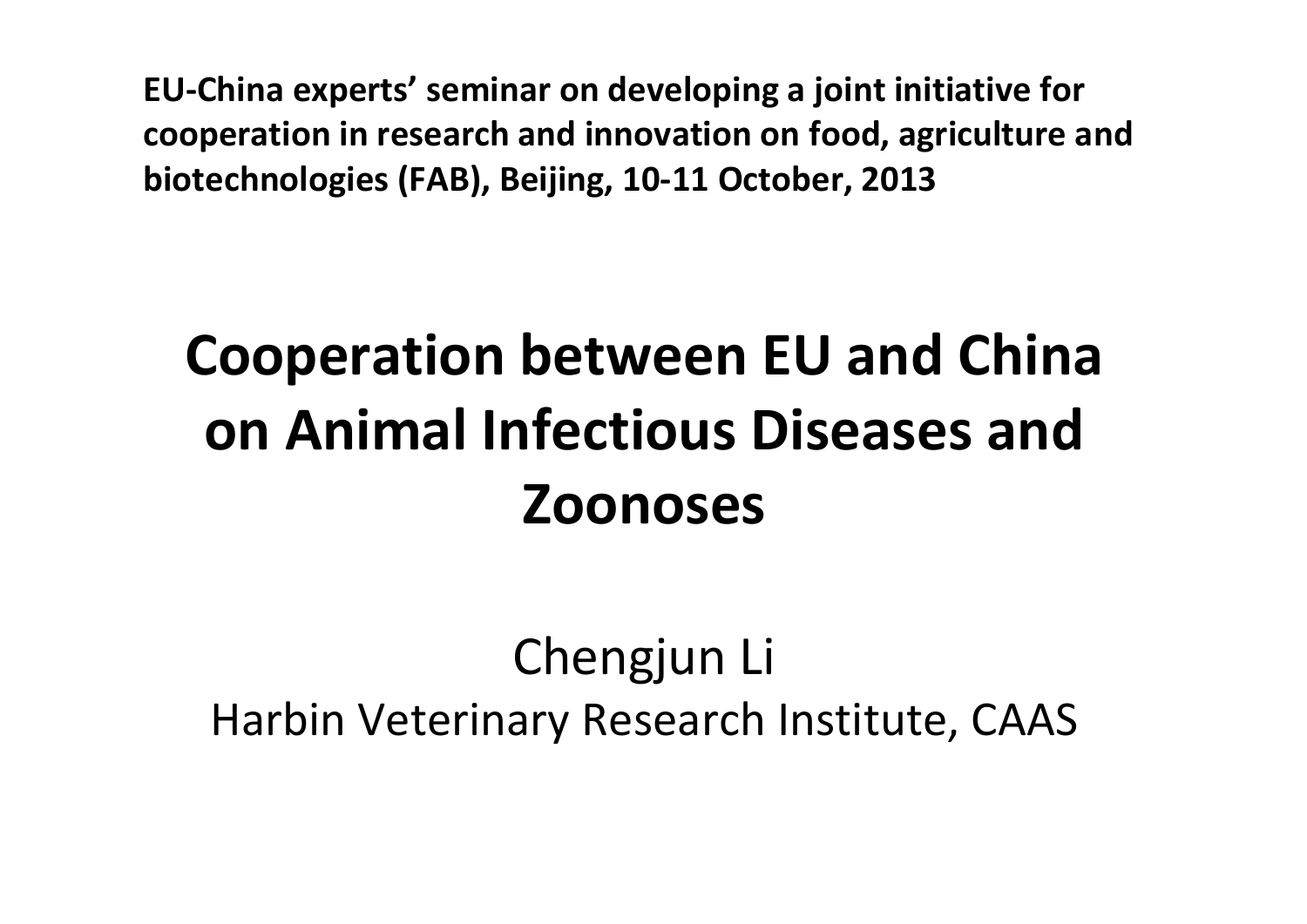**EU-China experts' seminar on developing a joint initiative for cooperation in research and innovation on food, agriculture and biotechnologies (FAB), Beijing, 10-11 October, 2013**

# Cooperation between EU and China on Animal Infectious Diseases and Zoonoses

Chengjun Li

Harbin Veterinary Research Institute, CAAS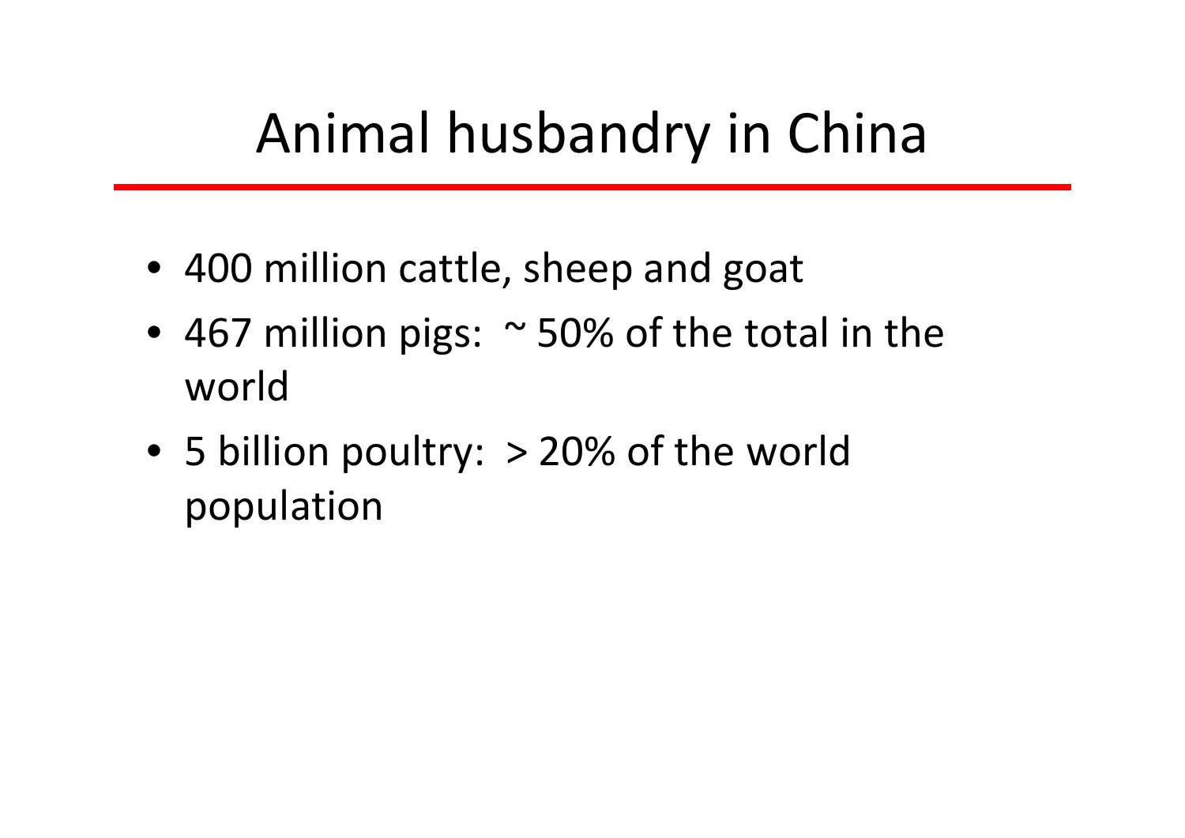# Animal husbandry in China

- 400 million cattle, sheep and goat
- 467 million pigs: ~ 50% of the total in the world
- 5 billion poultry: > 20% of the world population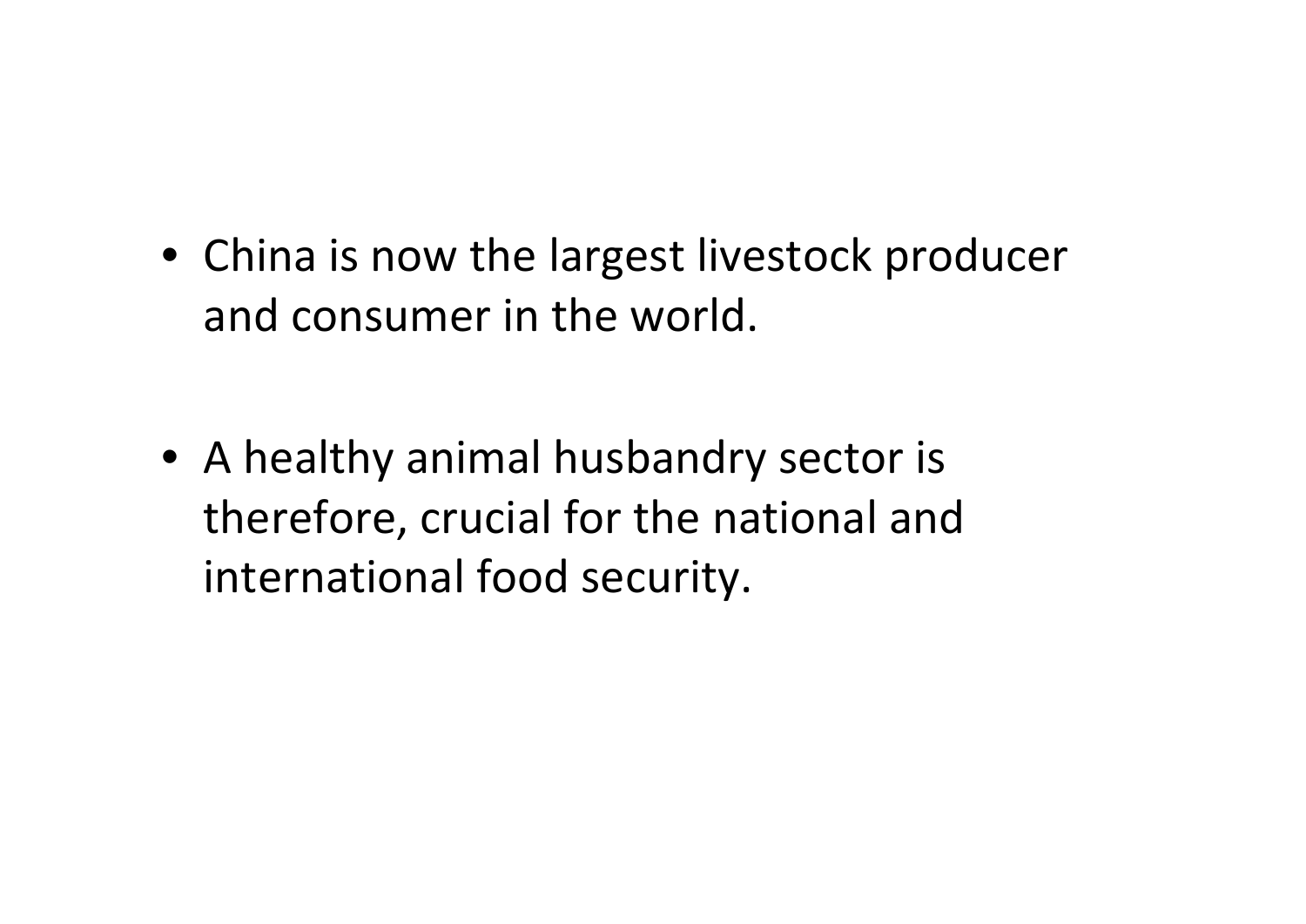- China is now the largest livestock producer and consumer in the world.
- A healthy animal husbandry sector is therefore, crucial for the national and international food security.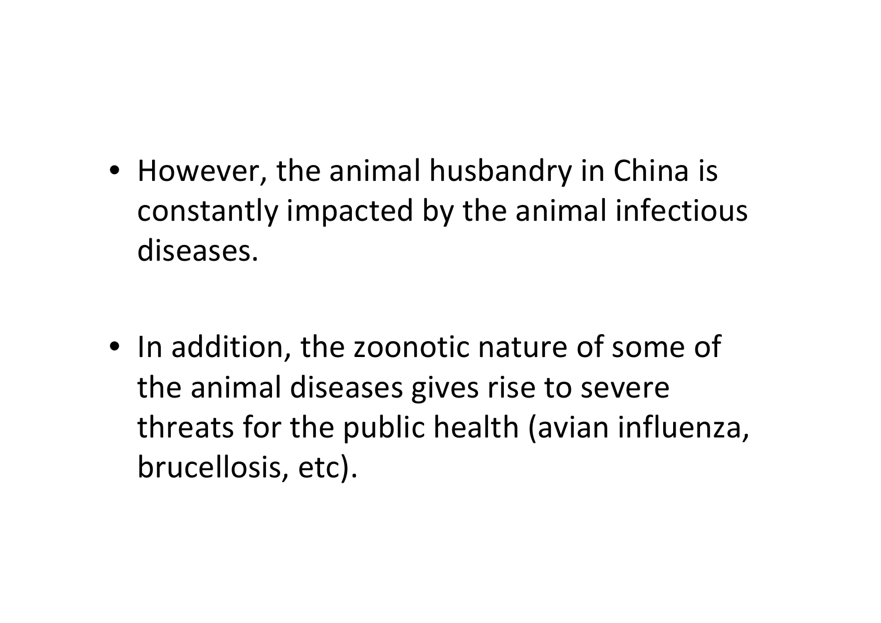- However, the animal husbandry in China is constantly impacted by the animal infectious diseases.

- In addition, the zoonotic nature of some of the animal diseases gives rise to severe threats for the public health (avian influenza, brucellosis, etc).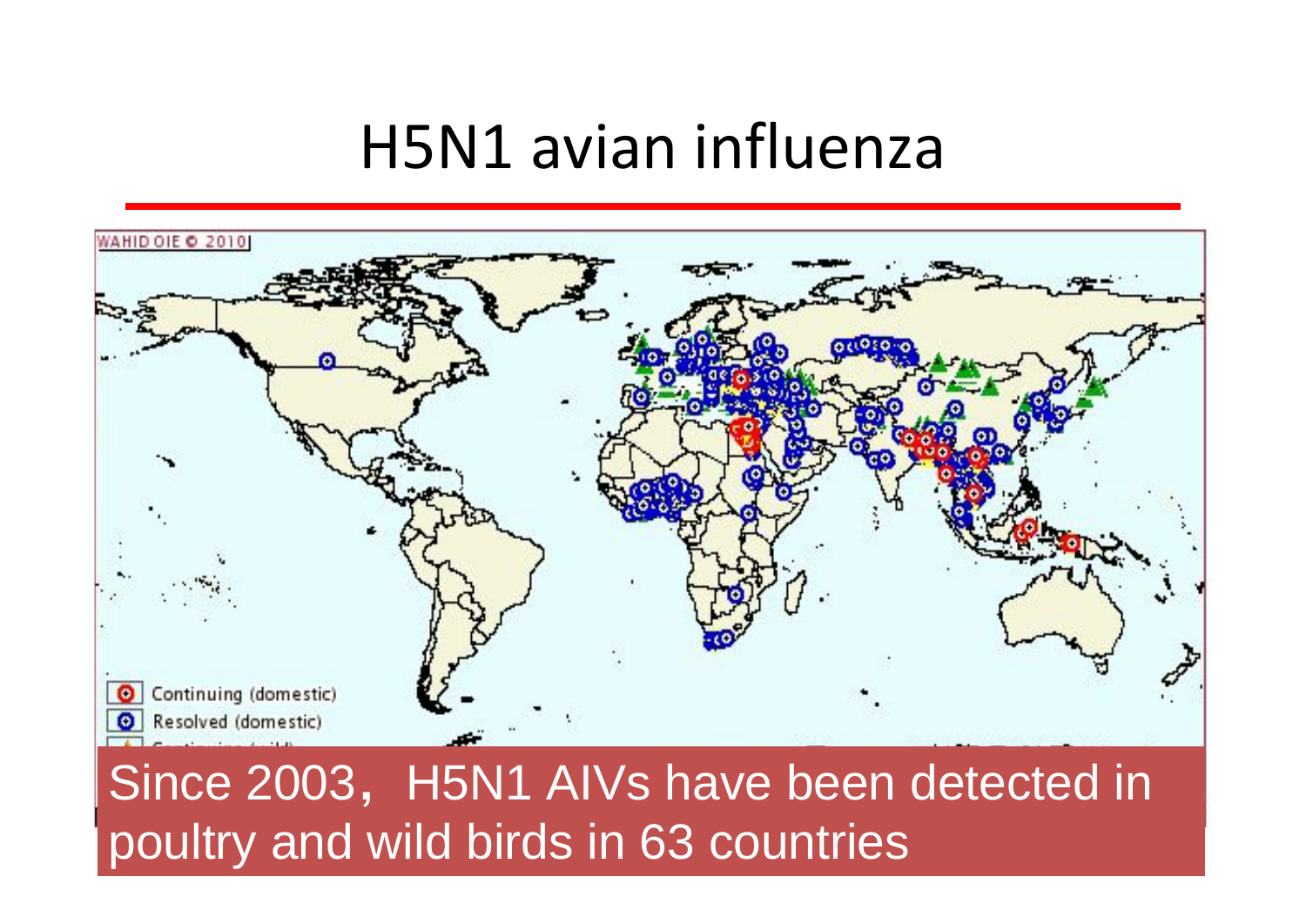# H5N1 avian influenza

WAHID OIE © 2010

Continuing (domestic)

Resolved (domestic)

Since 2003, H5N1 AIVs have been detected in poultry and wild birds in 63 countries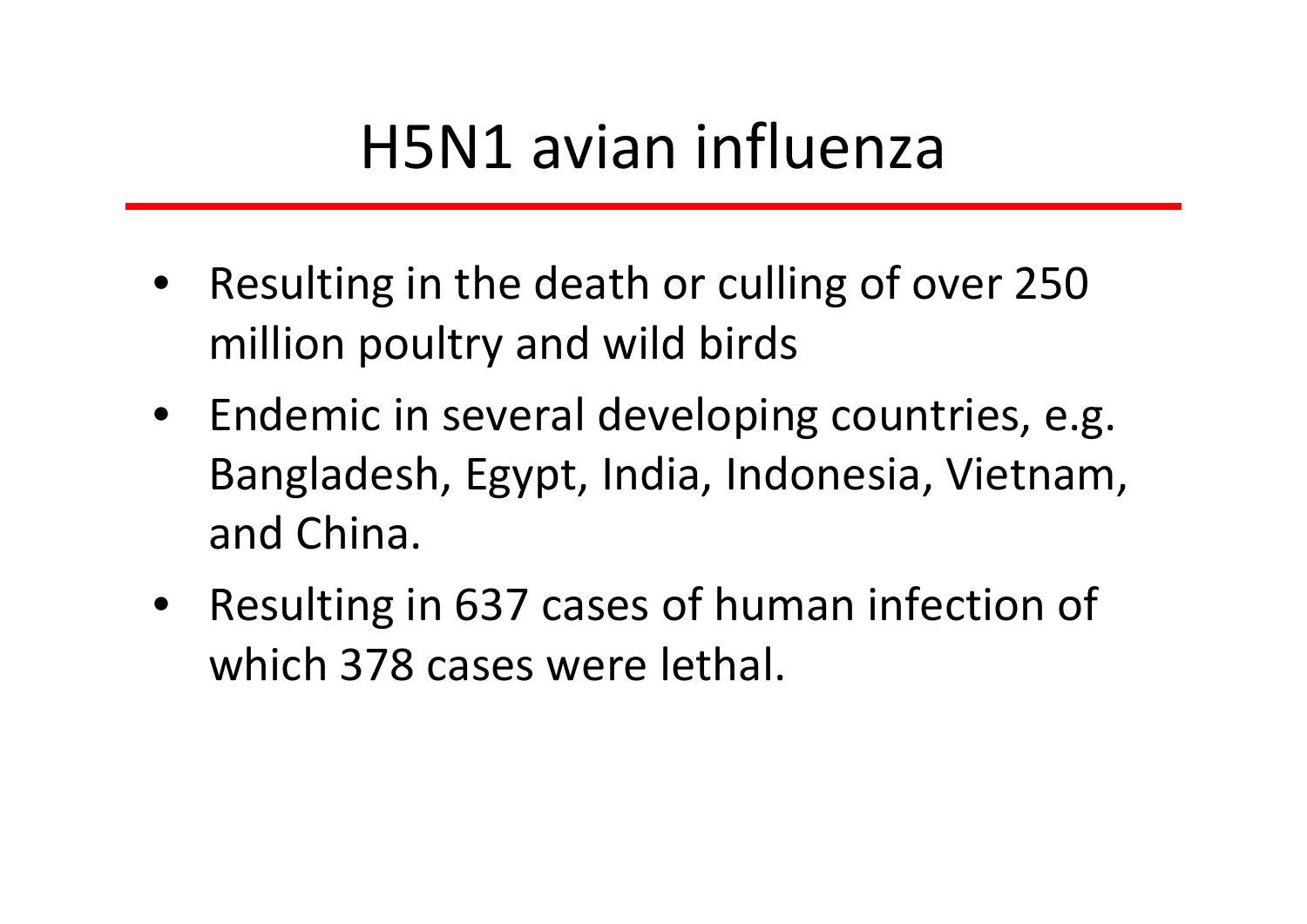# H5N1 avian influenza

- Resulting in the death or culling of over 250 million poultry and wild birds
- Endemic in several developing countries, e.g. Bangladesh, Egypt, India, Indonesia, Vietnam, and China.
- Resulting in 637 cases of human infection of which 378 cases were lethal.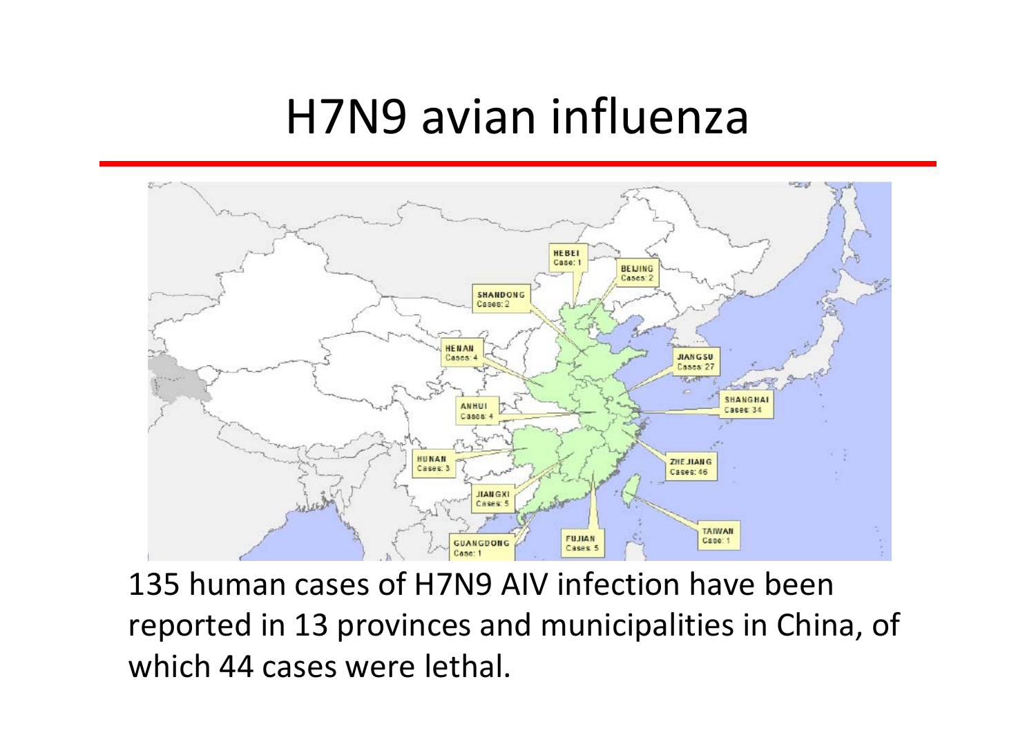# H7N9 avian influenza

135 human cases of H7N9 AIV infection have been reported in 13 provinces and municipalities in China, of which 44 cases were lethal.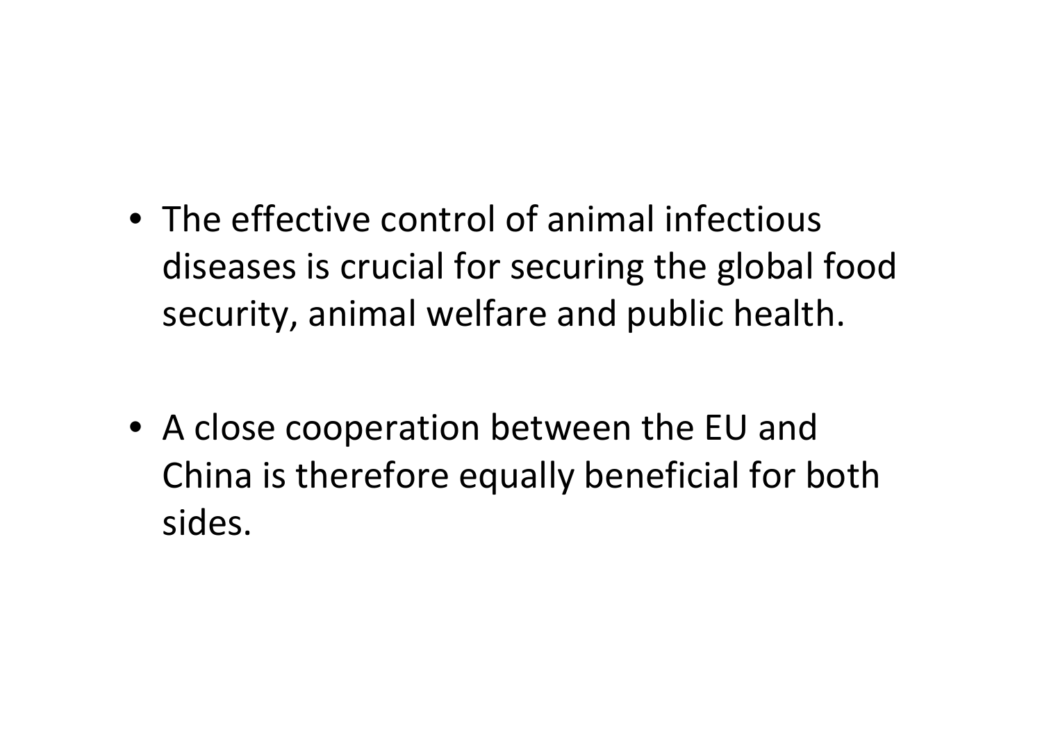- The effective control of animal infectious diseases is crucial for securing the global food security, animal welfare and public health.

- A close cooperation between the EU and China is therefore equally beneficial for both sides.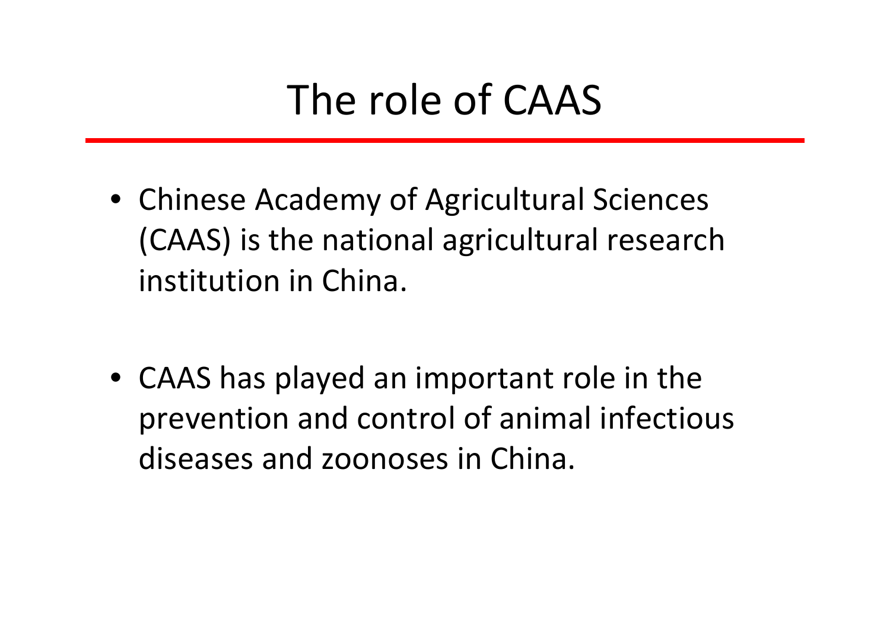# The role of CAAS

- Chinese Academy of Agricultural Sciences (CAAS) is the national agricultural research institution in China.

- CAAS has played an important role in the prevention and control of animal infectious diseases and zoonoses in China.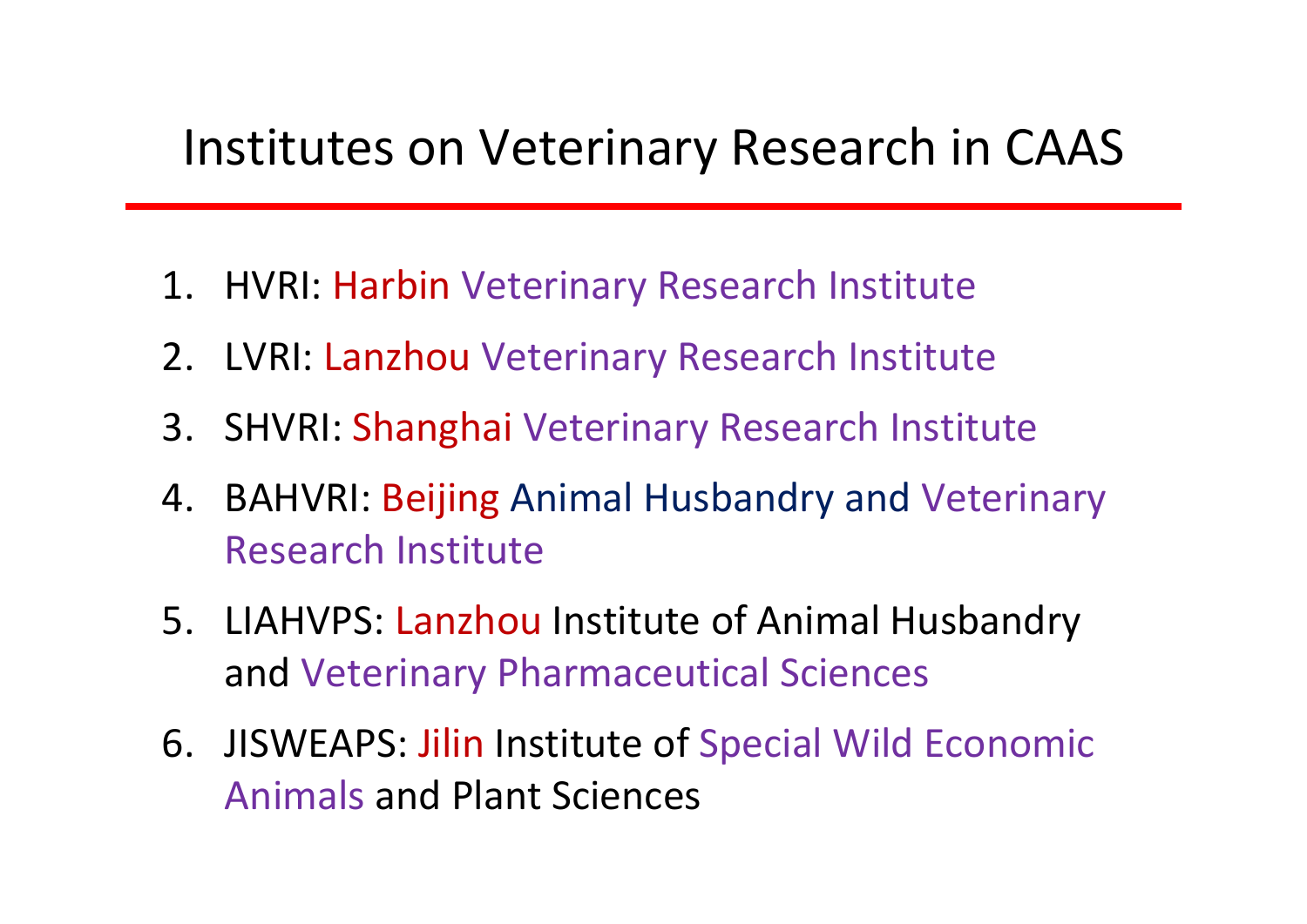# Institutes on Veterinary Research in CAAS

1. HVRI: Harbin Veterinary Research Institute
2. LVRI: Lanzhou Veterinary Research Institute
3. SHVRI: Shanghai Veterinary Research Institute
4. BAHVRI: Beijing Animal Husbandry and Veterinary Research Institute
5. LIAHVPS: Lanzhou Institute of Animal Husbandry and Veterinary Pharmaceutical Sciences
6. JISWEAPS: Jilin Institute of Special Wild Economic Animals and Plant Sciences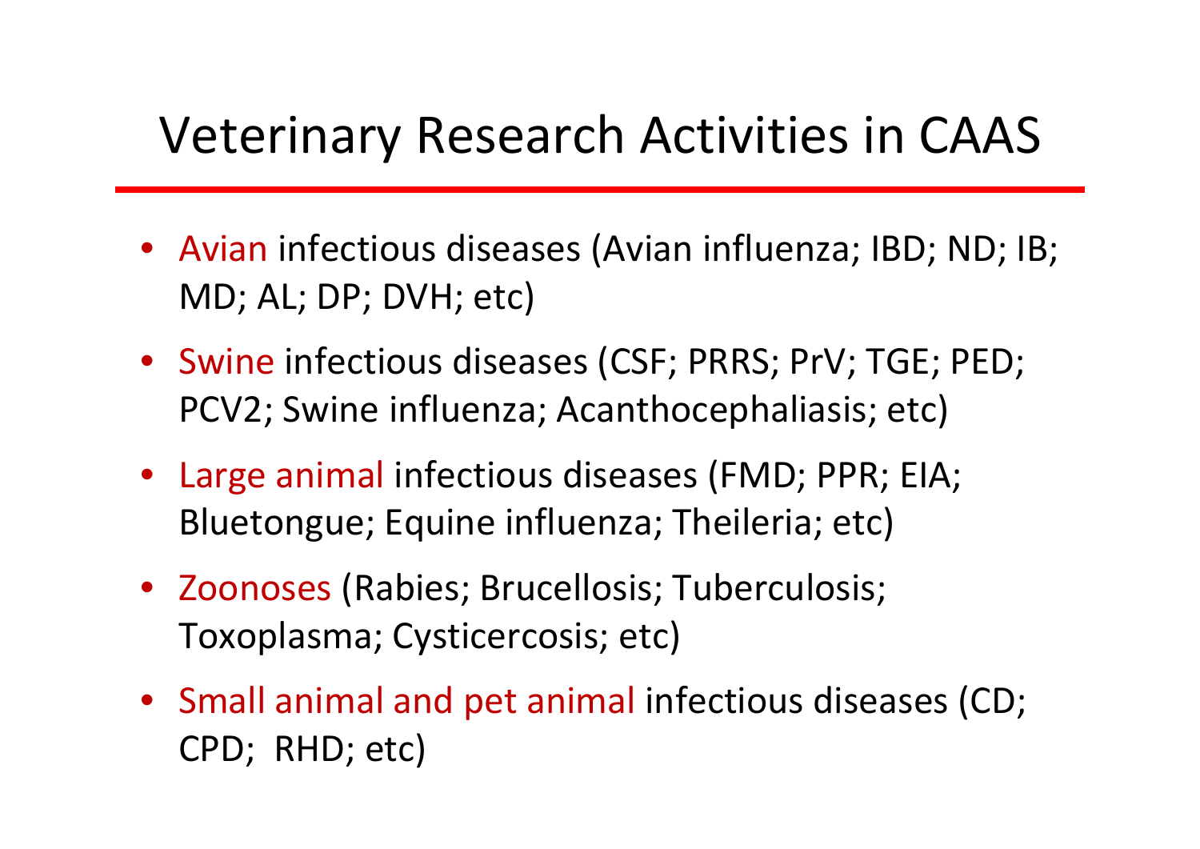# Veterinary Research Activities in CAAS

- Avian infectious diseases (Avian influenza; IBD; ND; IB; MD; AL; DP; DVH; etc)
- Swine infectious diseases (CSF; PRRS; PrV; TGE; PED; PCV2; Swine influenza; Acanthocephaliasis; etc)
- Large animal infectious diseases (FMD; PPR; EIA; Bluetongue; Equine influenza; Theileria; etc)
- Zoonoses (Rabies; Brucellosis; Tuberculosis; Toxoplasma; Cysticercosis; etc)
- Small animal and pet animal infectious diseases (CD; CPD; RHD; etc)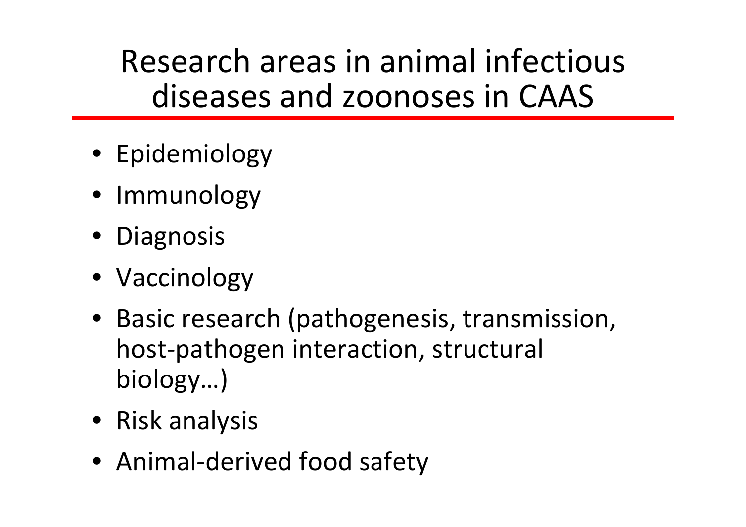# Research areas in animal infectious diseases and zoonoses in CAAS

- Epidemiology
- Immunology
- Diagnosis
- Vaccinology
- Basic research (pathogenesis, transmission, host-pathogen interaction, structural biology…)
- Risk analysis
- Animal-derived food safety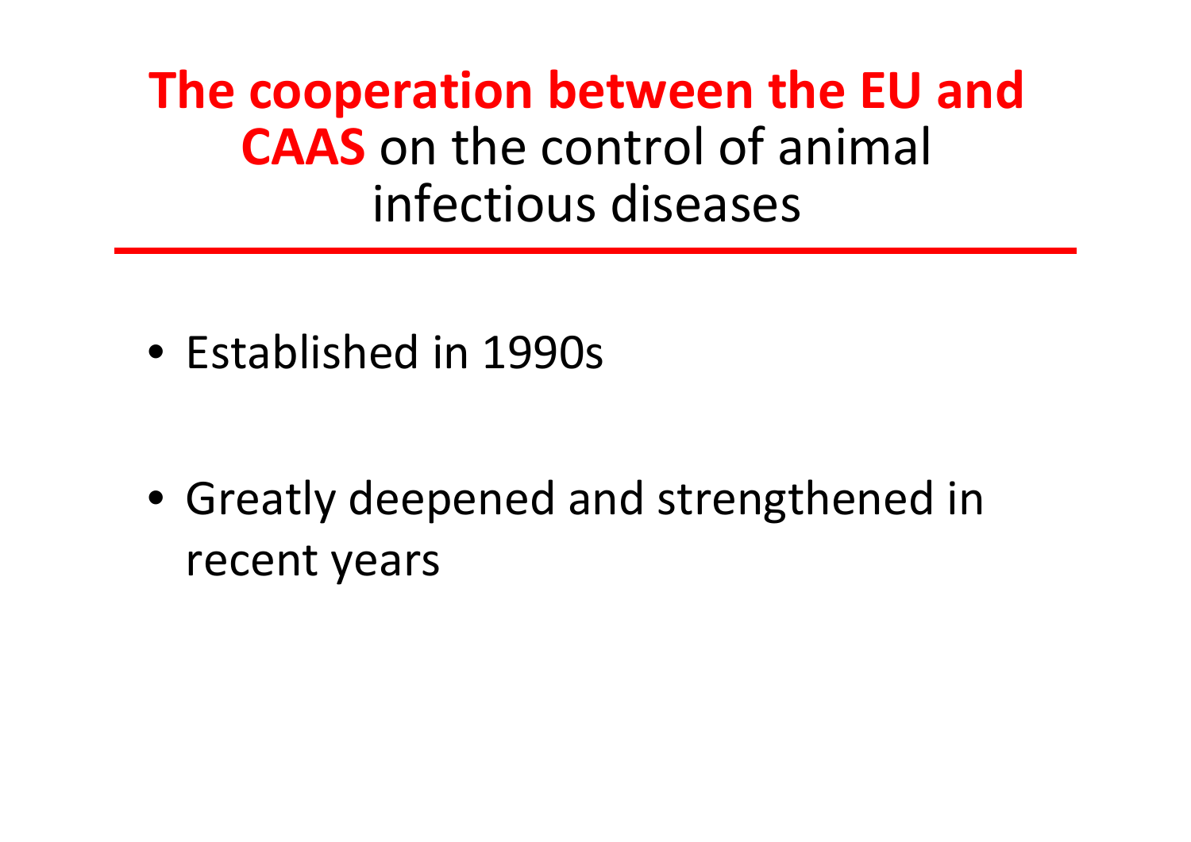# **The cooperation between the EU and CAAS** on the control of animal infectious diseases

- Established in 1990s

- Greatly deepened and strengthened in recent years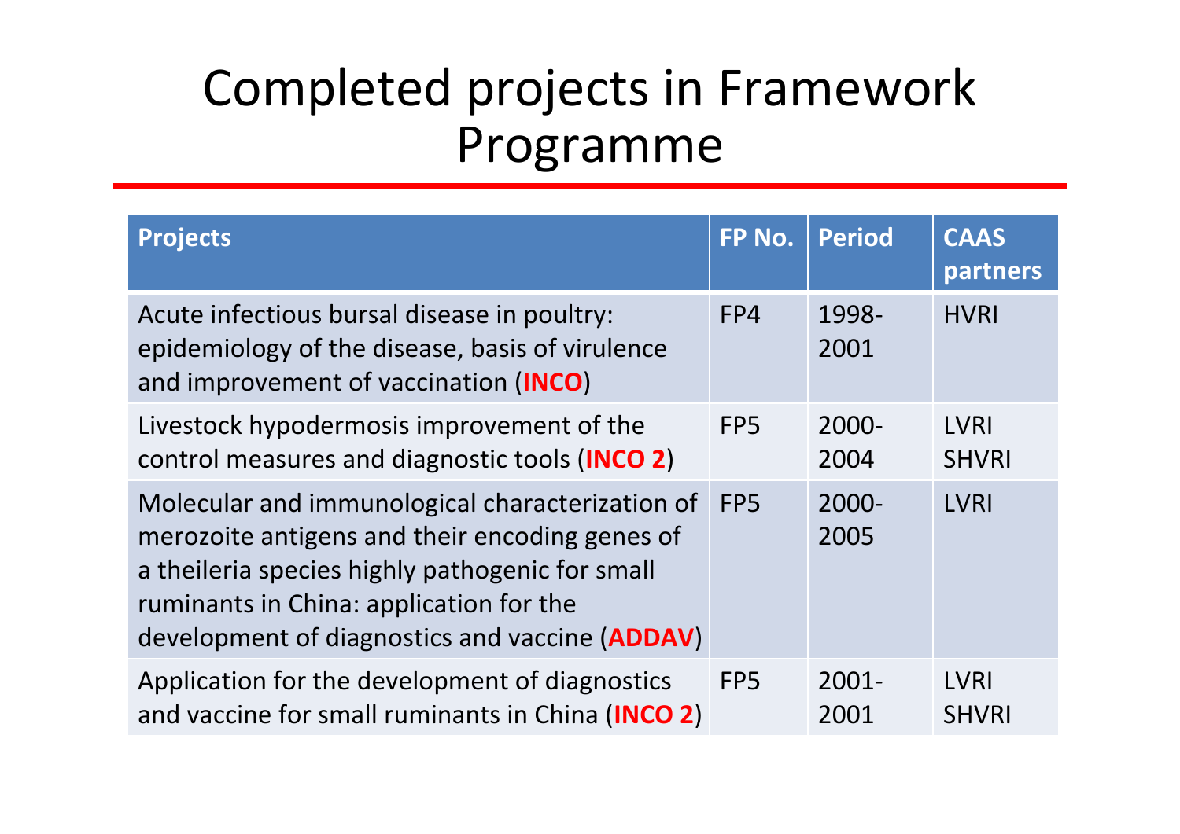# Completed projects in Framework Programme

| Projects | FP No. | Period | CAAS partners |
|---|---|---|---|
| Acute infectious bursal disease in poultry: epidemiology of the disease, basis of virulence and improvement of vaccination (**INCO**) | FP4 | 1998-2001 | HVRI |
| Livestock hypodermosis improvement of the control measures and diagnostic tools (**INCO 2**) | FP5 | 2000-2004 | LVRI SHVRI |
| Molecular and immunological characterization of merozoite antigens and their encoding genes of a theileria species highly pathogenic for small ruminants in China: application for the development of diagnostics and vaccine (**ADDAV**) | FP5 | 2000-2005 | LVRI |
| Application for the development of diagnostics and vaccine for small ruminants in China (**INCO 2**) | FP5 | 2001-2001 | LVRI SHVRI |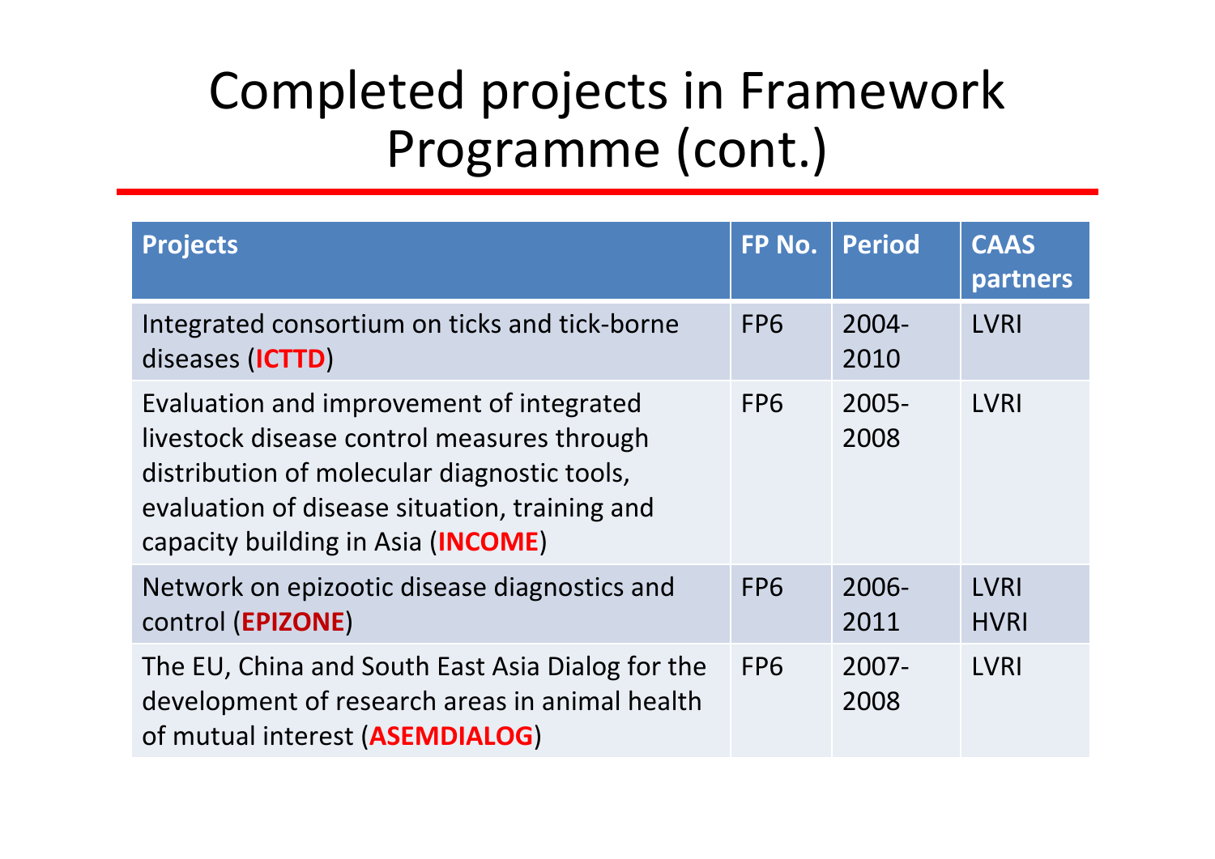# Completed projects in Framework Programme (cont.)

| Projects | FP No. | Period | CAAS partners |
|---|---|---|---|
| Integrated consortium on ticks and tick-borne diseases (**ICTTD**) | FP6 | 2004-2010 | LVRI |
| Evaluation and improvement of integrated livestock disease control measures through distribution of molecular diagnostic tools, evaluation of disease situation, training and capacity building in Asia (**INCOME**) | FP6 | 2005-2008 | LVRI |
| Network on epizootic disease diagnostics and control (**EPIZONE**) | FP6 | 2006-2011 | LVRI HVRI |
| The EU, China and South East Asia Dialog for the development of research areas in animal health of mutual interest (**ASEMDIALOG**) | FP6 | 2007-2008 | LVRI |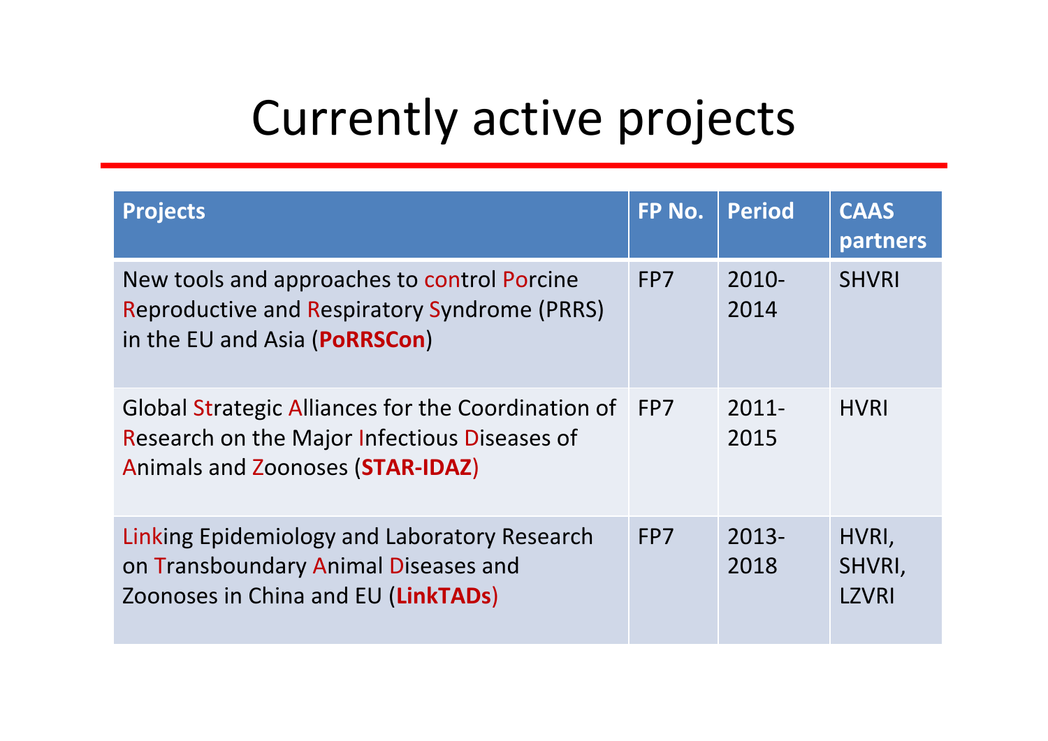# Currently active projects

| Projects | FP No. | Period | CAAS partners |
|---|---|---|---|
| New tools and approaches to control Porcine Reproductive and Respiratory Syndrome (PRRS) in the EU and Asia (**PoRRSCon**) | FP7 | 2010-2014 | SHVRI |
| Global Strategic Alliances for the Coordination of Research on the Major Infectious Diseases of Animals and Zoonoses (**STAR-IDAZ**) | FP7 | 2011-2015 | HVRI |
| Linking Epidemiology and Laboratory Research on Transboundary Animal Diseases and Zoonoses in China and EU (**LinkTADs**) | FP7 | 2013-2018 | HVRI, SHVRI, LZVRI |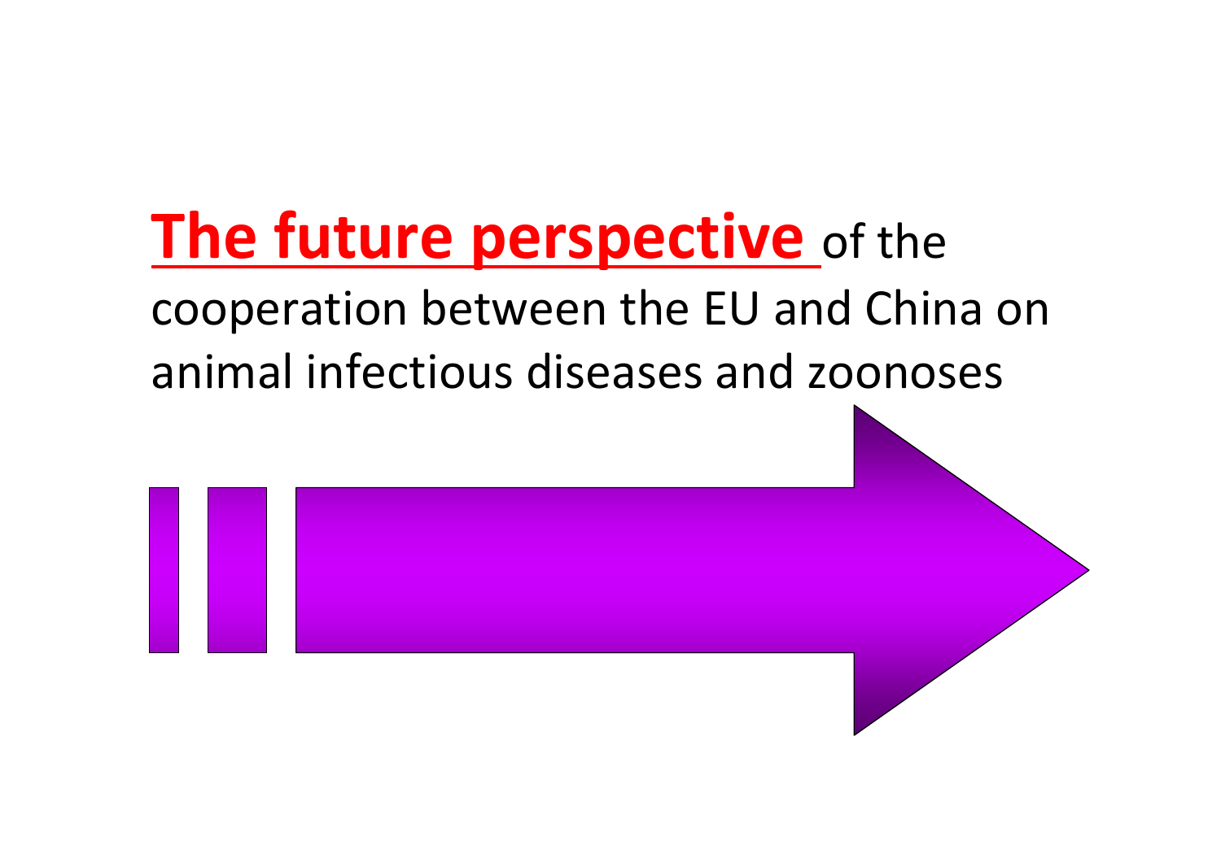**<u>The future perspective</u>** of the cooperation between the EU and China on animal infectious diseases and zoonoses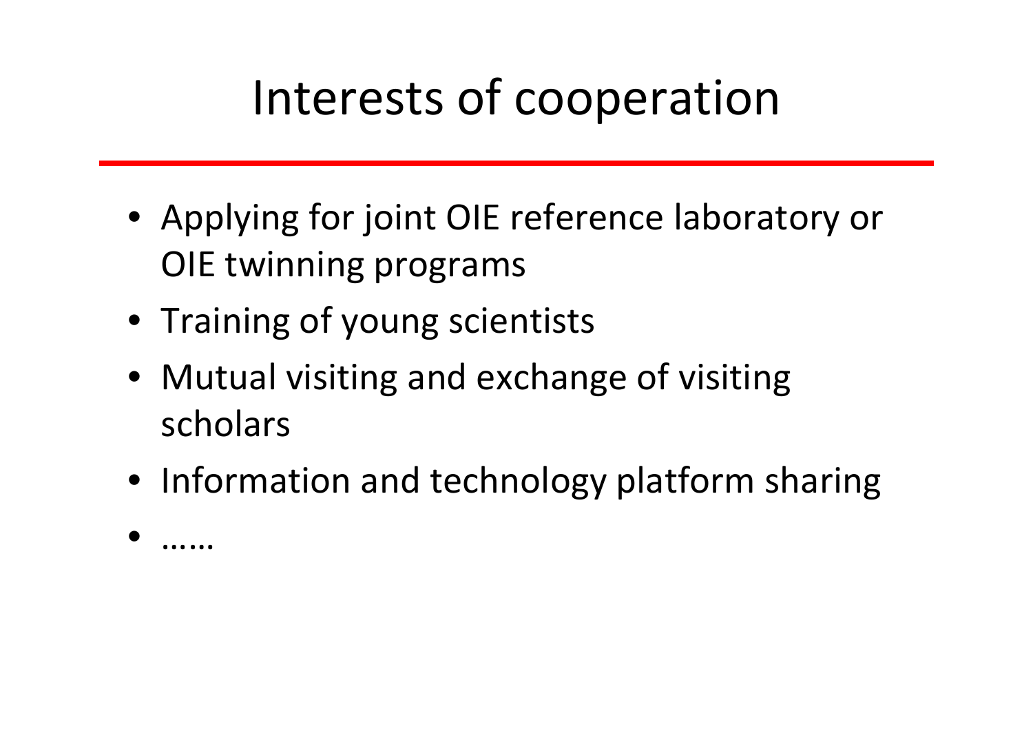# Interests of cooperation

- Applying for joint OIE reference laboratory or OIE twinning programs
- Training of young scientists
- Mutual visiting and exchange of visiting scholars
- Information and technology platform sharing
- ……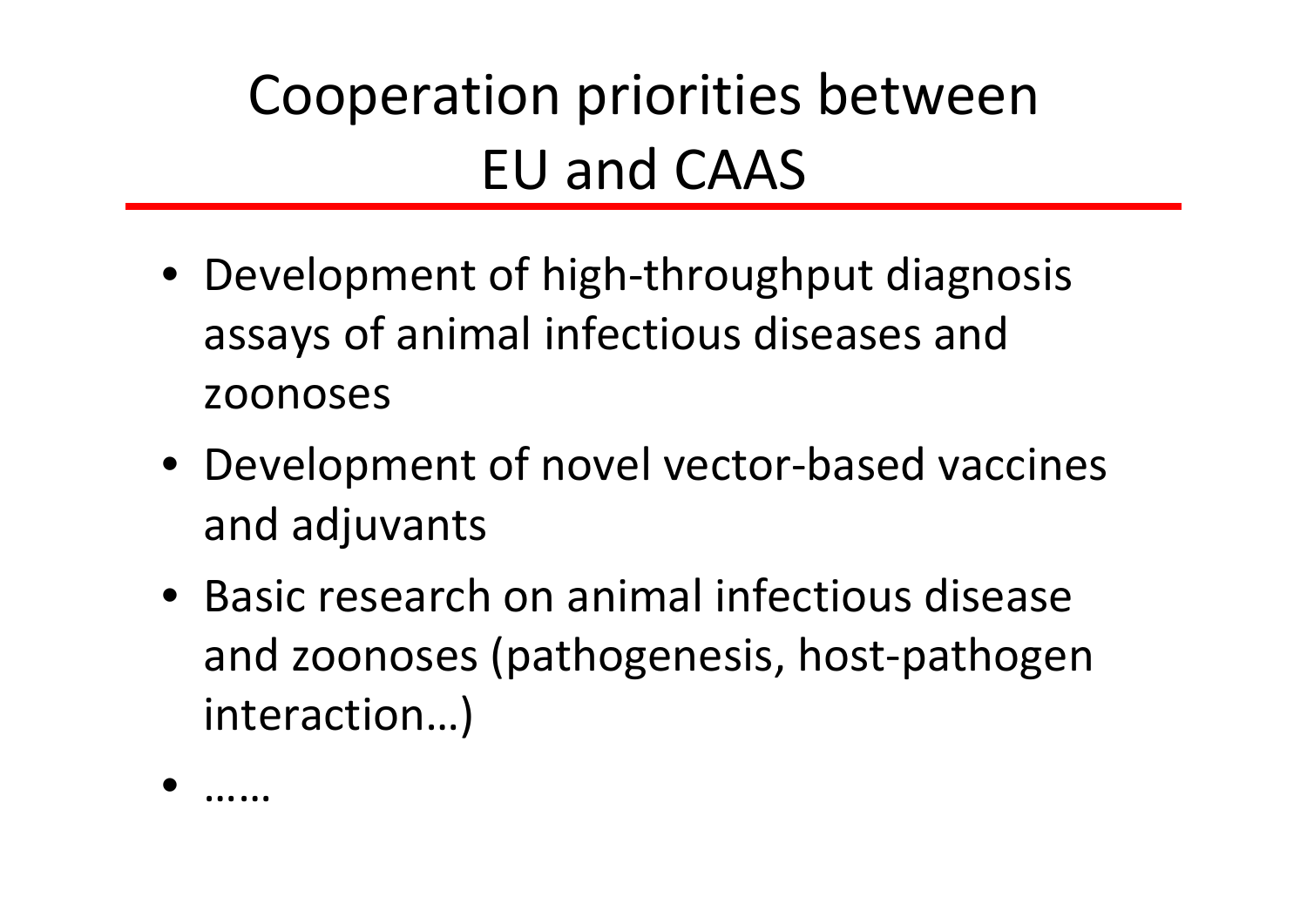# Cooperation priorities between EU and CAAS

- Development of high-throughput diagnosis assays of animal infectious diseases and zoonoses
- Development of novel vector-based vaccines and adjuvants
- Basic research on animal infectious disease and zoonoses (pathogenesis, host-pathogen interaction…)
- ……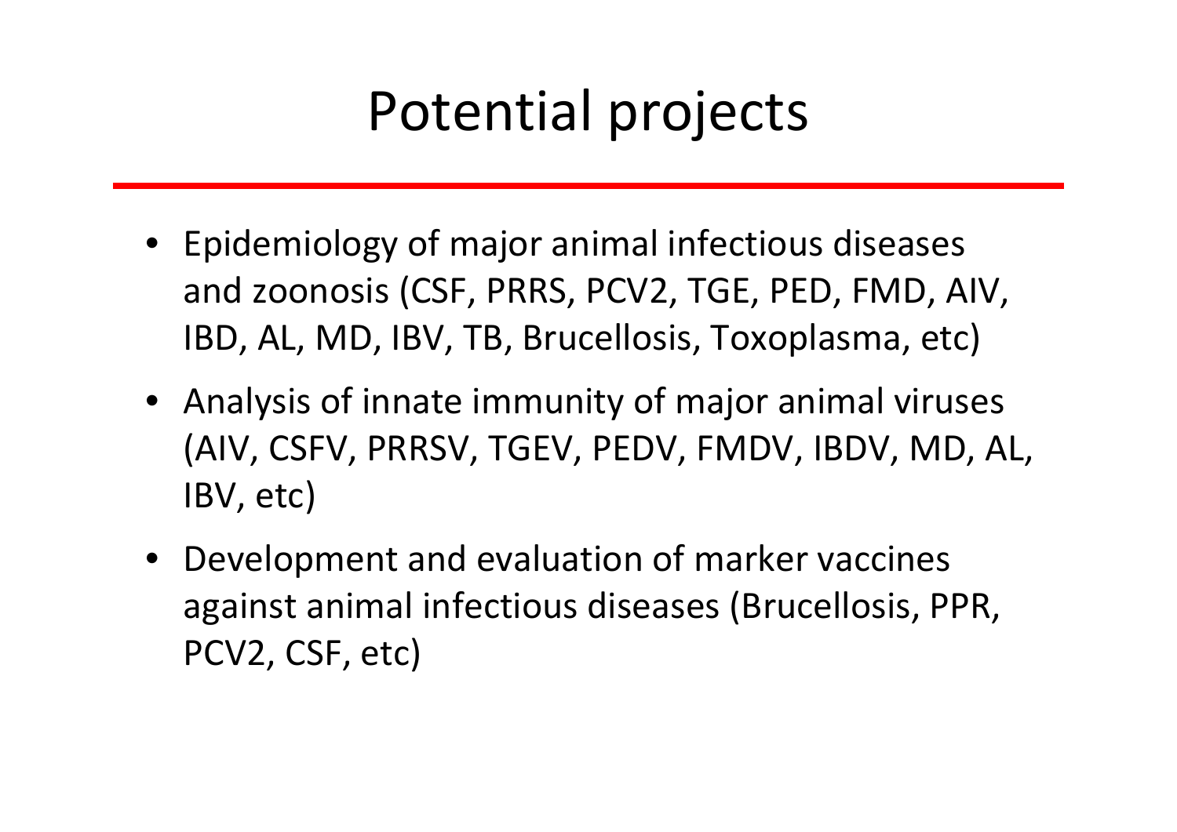# Potential projects

- Epidemiology of major animal infectious diseases and zoonosis (CSF, PRRS, PCV2, TGE, PED, FMD, AIV, IBD, AL, MD, IBV, TB, Brucellosis, Toxoplasma, etc)
- Analysis of innate immunity of major animal viruses (AIV, CSFV, PRRSV, TGEV, PEDV, FMDV, IBDV, MD, AL, IBV, etc)
- Development and evaluation of marker vaccines against animal infectious diseases (Brucellosis, PPR, PCV2, CSF, etc)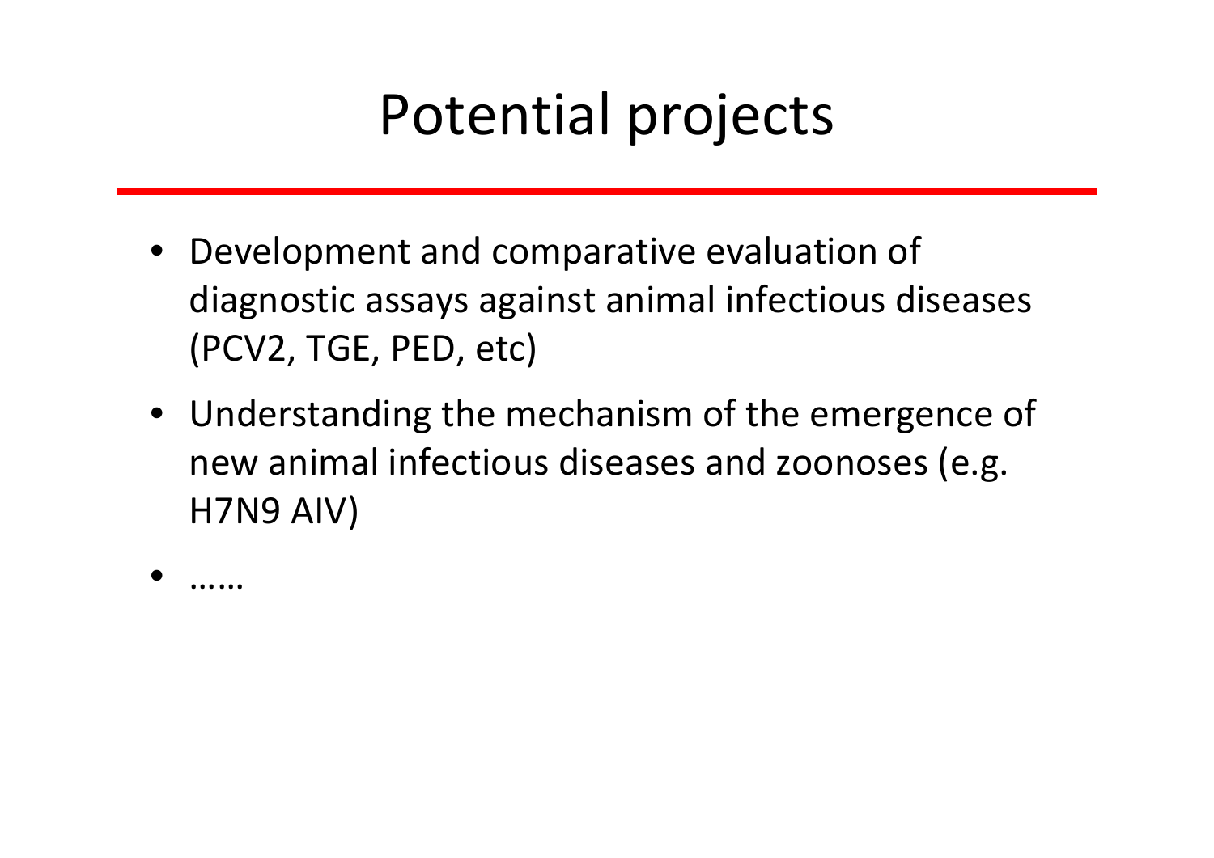# Potential projects

- Development and comparative evaluation of diagnostic assays against animal infectious diseases (PCV2, TGE, PED, etc)
- Understanding the mechanism of the emergence of new animal infectious diseases and zoonoses (e.g. H7N9 AIV)
- ……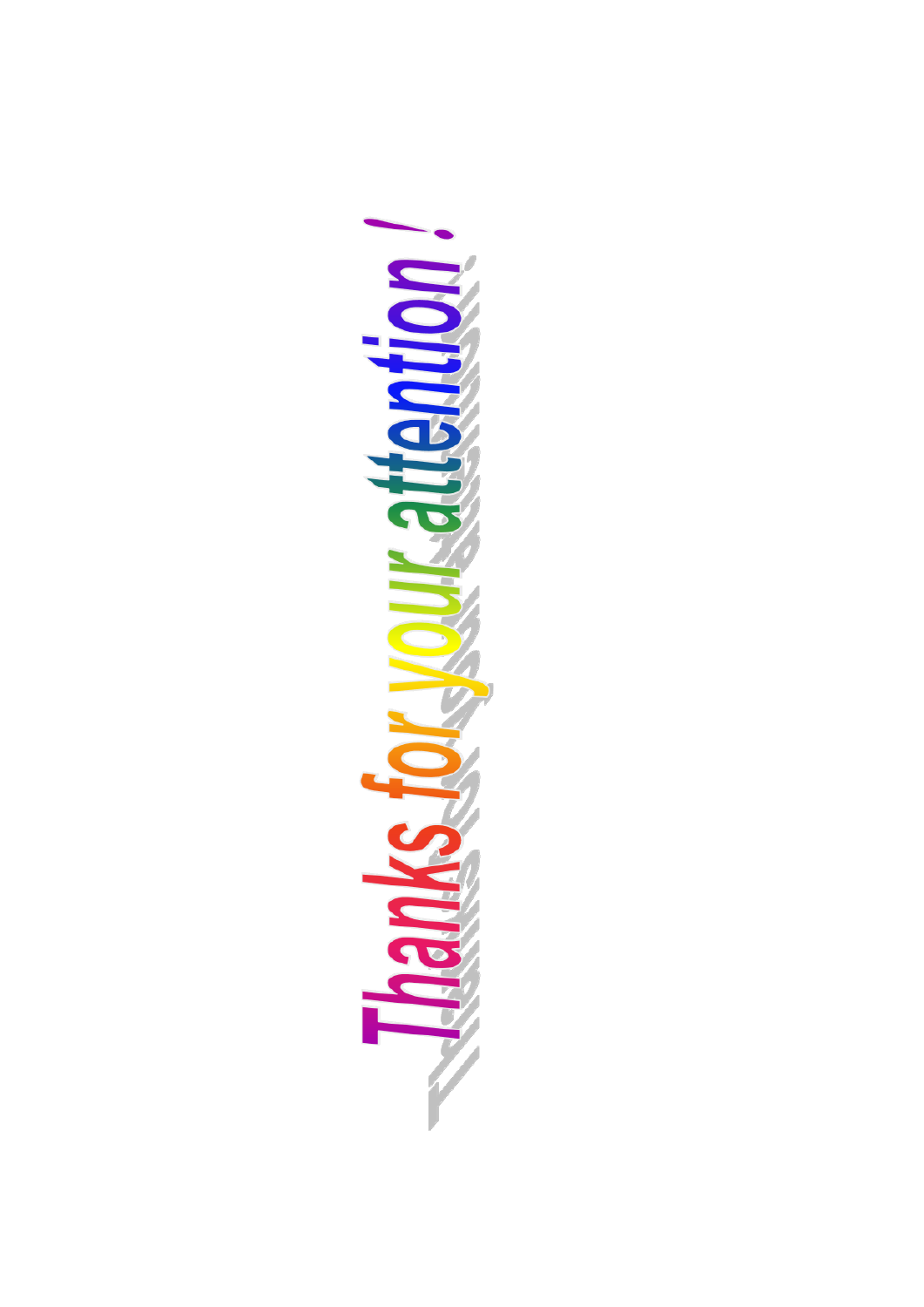Thanks for your attention !